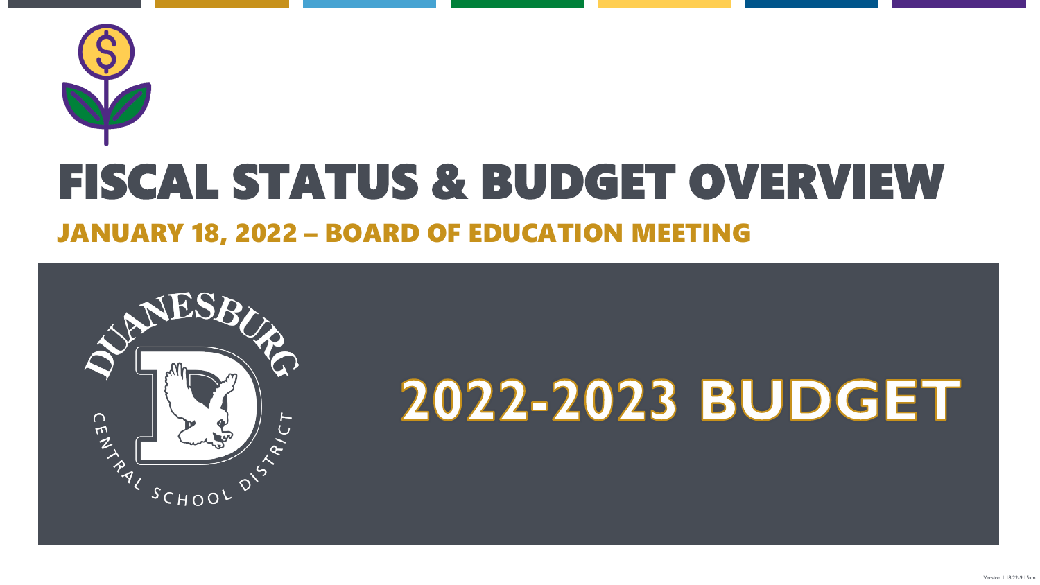# FISCAL STATUS & BUDGET OVERVIEW

## JANUARY 18, 2022 – BOARD OF EDUCATION MEETING

DUANESBURG CENTRAL SCHOOL DISTRICT

# 2022-2023 BUDGET

Version 1.18.22-9:15am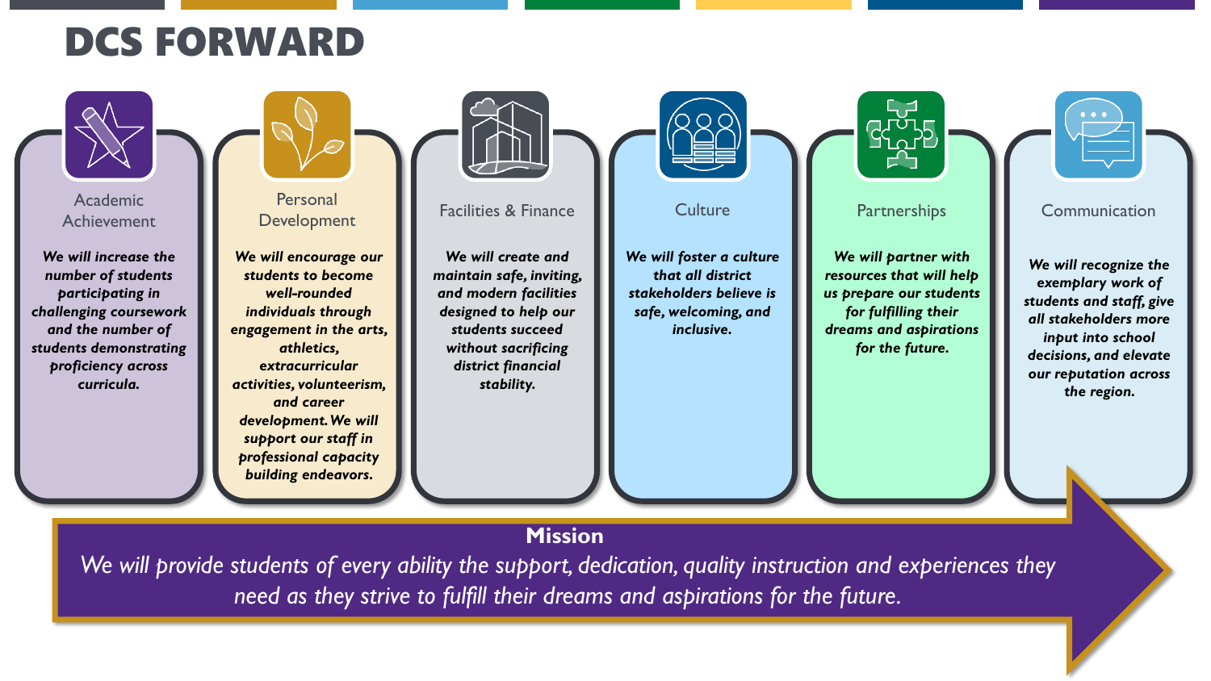# DCS FORWARD

## Academic Achievement

***We will increase the number of students participating in challenging coursework and the number of students demonstrating proficiency across curricula.***

## Personal Development

***We will encourage our students to become well-rounded individuals through engagement in the arts, athletics, extracurricular activities, volunteerism, and career development. We will support our staff in professional capacity building endeavors.***

## Facilities & Finance

***We will create and maintain safe, inviting, and modern facilities designed to help our students succeed without sacrificing district financial stability.***

## Culture

***We will foster a culture that all district stakeholders believe is safe, welcoming, and inclusive.***

## Partnerships

***We will partner with resources that will help us prepare our students for fulfilling their dreams and aspirations for the future.***

## Communication

***We will recognize the exemplary work of students and staff, give all stakeholders more input into school decisions, and elevate our reputation across the region.***

**Mission**

*We will provide students of every ability the support, dedication, quality instruction and experiences they need as they strive to fulfill their dreams and aspirations for the future.*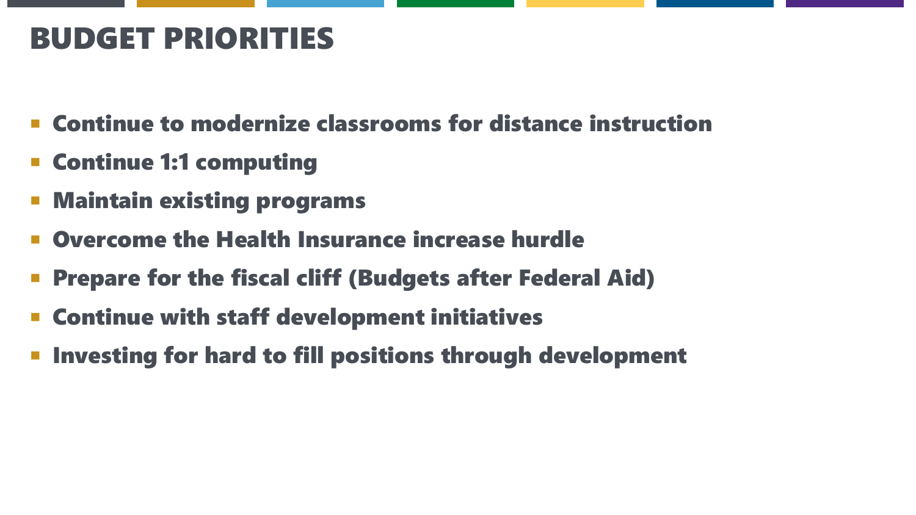# BUDGET PRIORITIES

- **Continue to modernize classrooms for distance instruction**
- **Continue 1:1 computing**
- **Maintain existing programs**
- **Overcome the Health Insurance increase hurdle**
- **Prepare for the fiscal cliff (Budgets after Federal Aid)**
- **Continue with staff development initiatives**
- **Investing for hard to fill positions through development**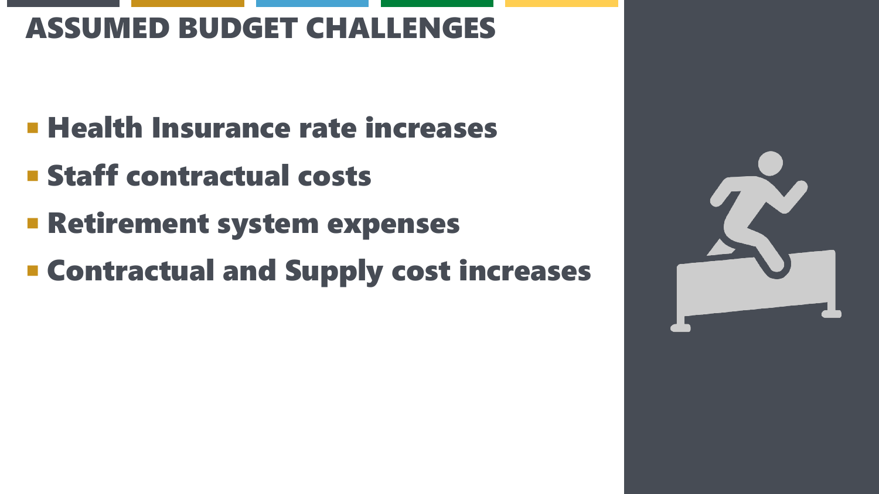# ASSUMED BUDGET CHALLENGES

- **Health Insurance rate increases**
- **Staff contractual costs**
- **Retirement system expenses**
- **Contractual and Supply cost increases**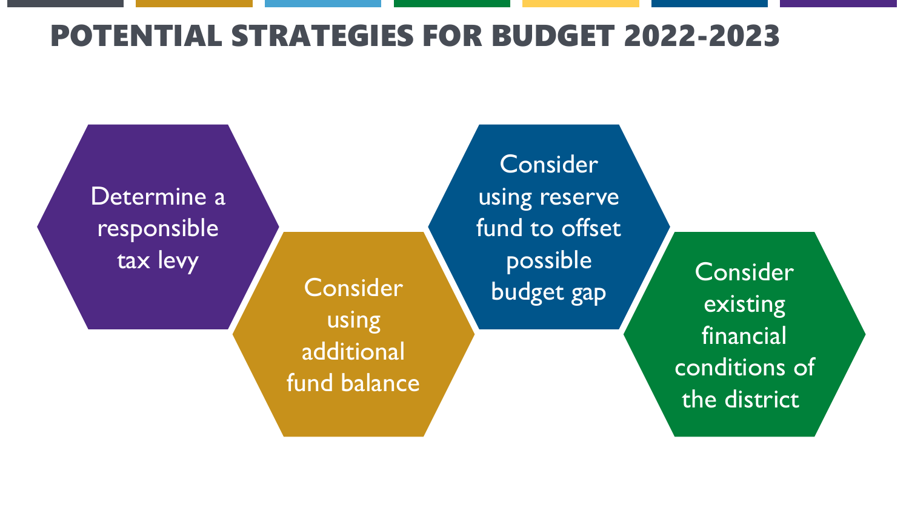# POTENTIAL STRATEGIES FOR BUDGET 2022-2023

- Determine a responsible tax levy
- Consider using additional fund balance
- Consider using reserve fund to offset possible budget gap
- Consider existing financial conditions of the district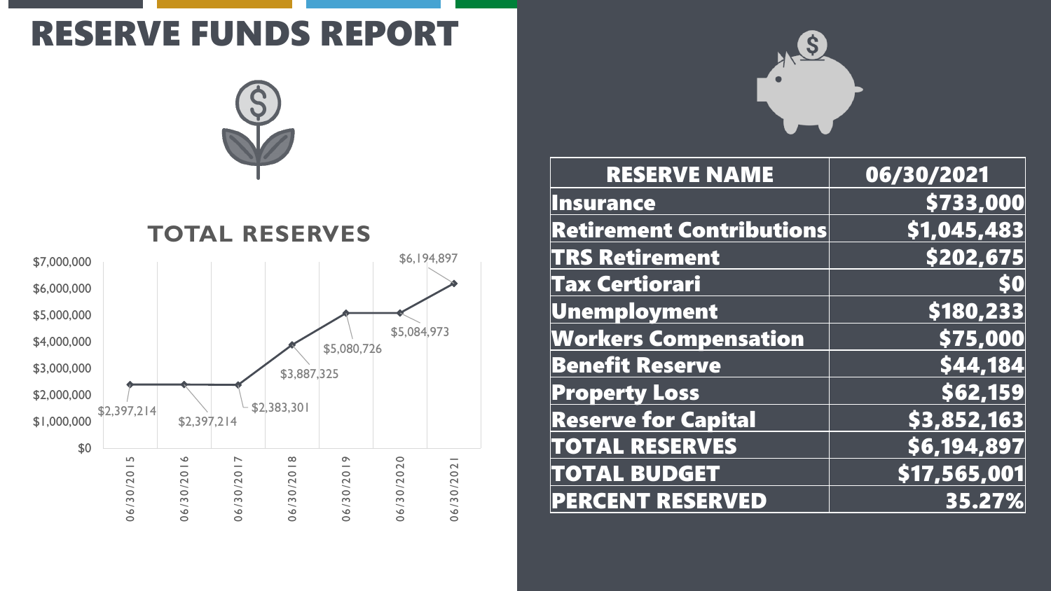# RESERVE FUNDS REPORT

## TOTAL RESERVES

| Date | Total Reserves |
|---|---|
| 06/30/2015 | $2,397,214 |
| 06/30/2016 | $2,397,214 |
| 06/30/2017 | $2,383,301 |
| 06/30/2018 | $3,887,325 |
| 06/30/2019 | $5,080,726 |
| 06/30/2020 | $5,084,973 |
| 06/30/2021 | $6,194,897 |

| RESERVE NAME | 06/30/2021 |
|---|---|
| Insurance | $733,000 |
| Retirement Contributions | $1,045,483 |
| TRS Retirement | $202,675 |
| Tax Certiorari | $0 |
| Unemployment | $180,233 |
| Workers Compensation | $75,000 |
| Benefit Reserve | $44,184 |
| Property Loss | $62,159 |
| Reserve for Capital | $3,852,163 |
| TOTAL RESERVES | $6,194,897 |
| TOTAL BUDGET | $17,565,001 |
| PERCENT RESERVED | 35.27% |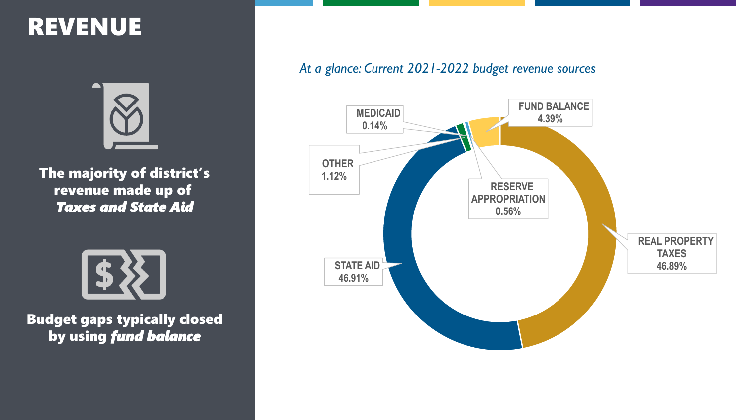# REVENUE

**The majority of district's revenue made up of *Taxes and State Aid***

**Budget gaps typically closed by using *fund balance***

*At a glance: Current 2021-2022 budget revenue sources*

| Revenue Source | Percentage |
|---|---|
| REAL PROPERTY TAXES | 46.89% |
| STATE AID | 46.91% |
| FUND BALANCE | 4.39% |
| OTHER | 1.12% |
| RESERVE APPROPRIATION | 0.56% |
| MEDICAID | 0.14% |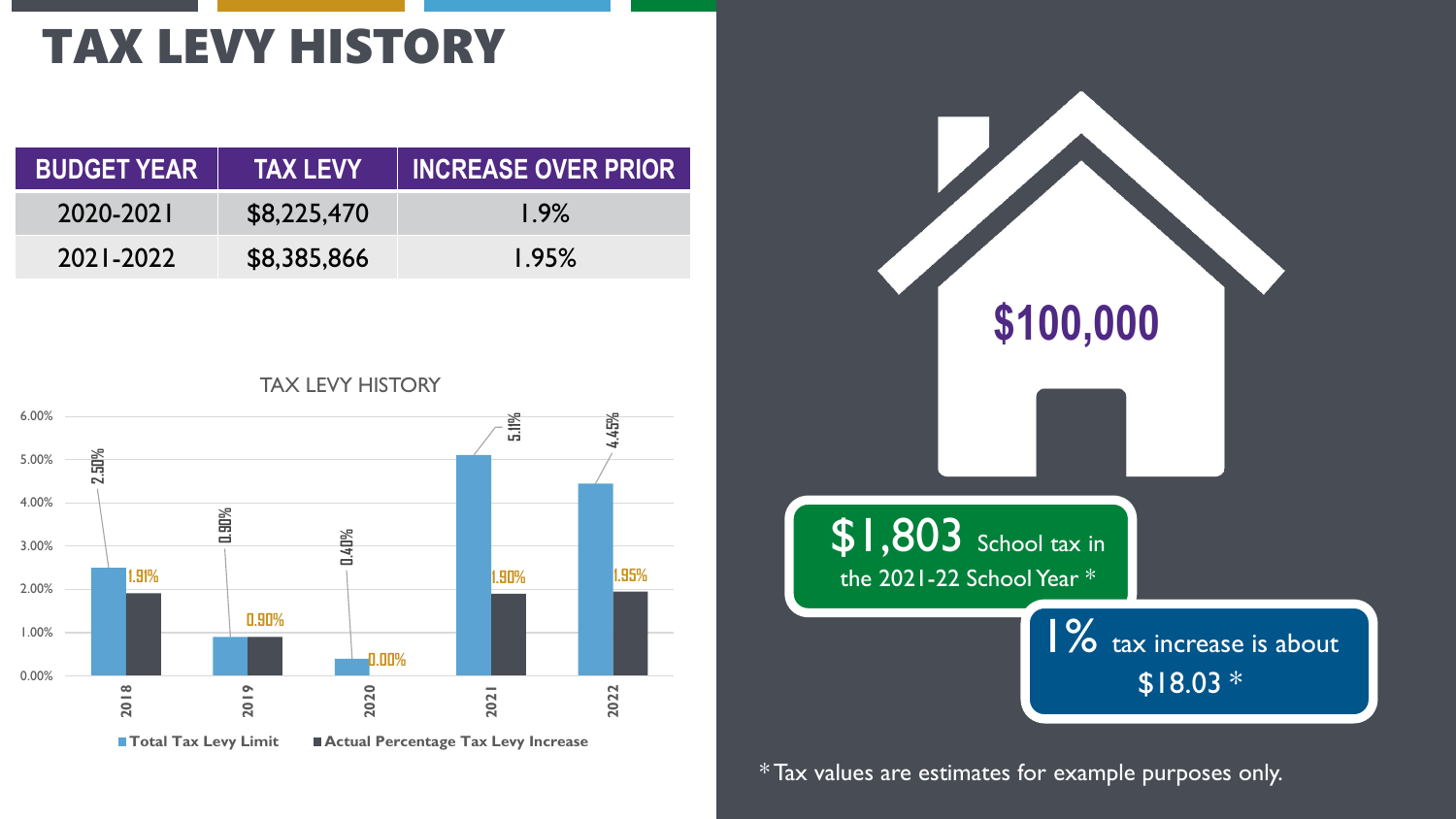# TAX LEVY HISTORY

| BUDGET YEAR | TAX LEVY | INCREASE OVER PRIOR |
|---|---|---|
| 2020-2021 | $8,225,470 | 1.9% |
| 2021-2022 | $8,385,866 | 1.95% |

**TAX LEVY HISTORY**

| Year | Total Tax Levy Limit | Actual Percentage Tax Levy Increase |
|---|---|---|
| 2018 | 2.50% | 1.91% |
| 2019 | 0.90% | 0.90% |
| 2020 | 0.40% | 0.00% |
| 2021 | 5.11% | 1.90% |
| 2022 | 4.45% | 1.95% |

**$100,000**

**$1,803** School tax in the 2021-22 School Year *

**1%** tax increase is about $18.03 *

*Tax values are estimates for example purposes only.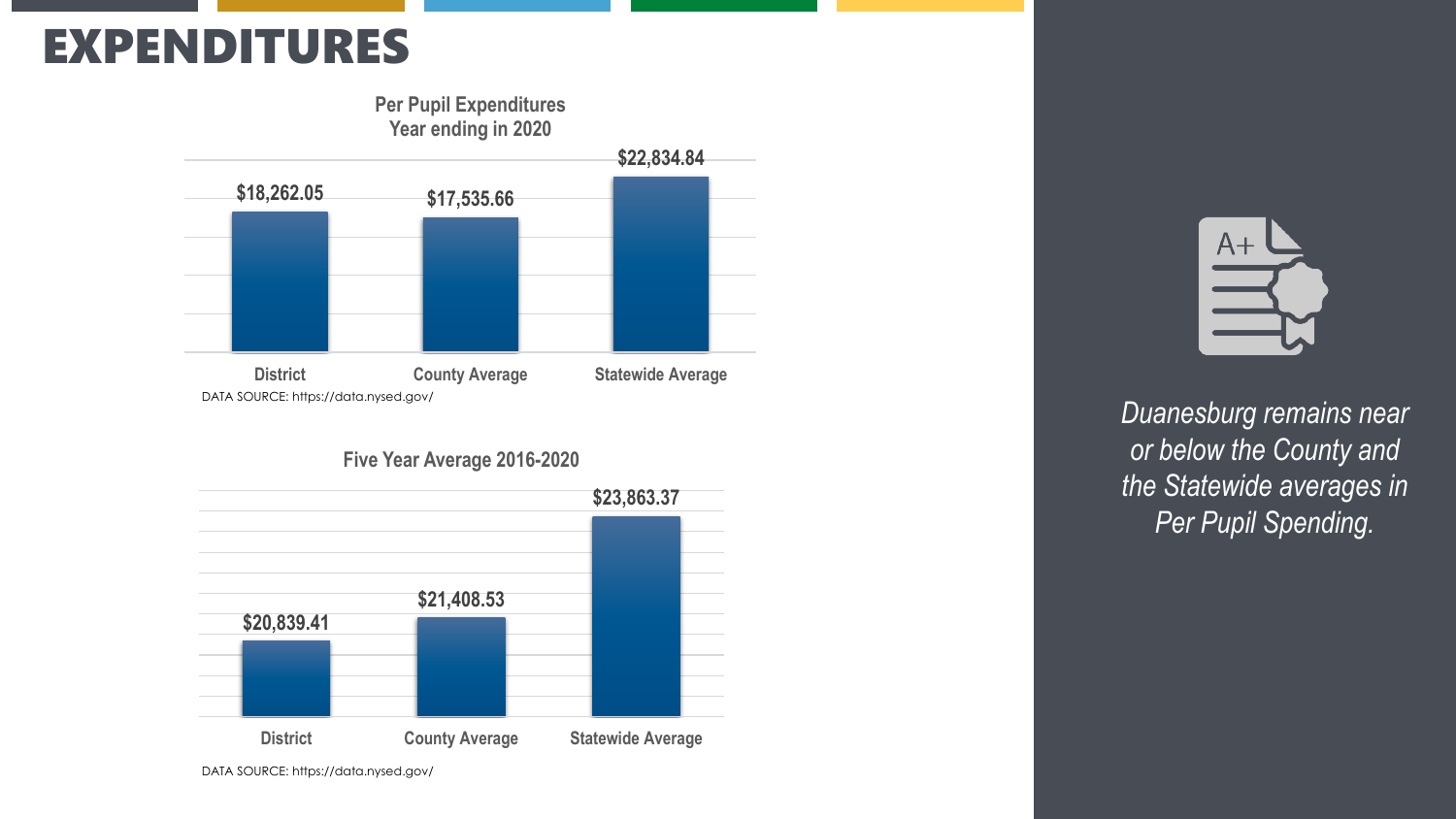# EXPENDITURES

**Per Pupil Expenditures**
**Year ending in 2020**

| District | County Average | Statewide Average |
|---|---|---|
| $18,262.05 | $17,535.66 | $22,834.84 |

DATA SOURCE: https://data.nysed.gov/

**Five Year Average 2016-2020**

| District | County Average | Statewide Average |
|---|---|---|
| $20,839.41 | $21,408.53 | $23,863.37 |

DATA SOURCE: https://data.nysed.gov/

*Duanesburg remains near or below the County and the Statewide averages in Per Pupil Spending.*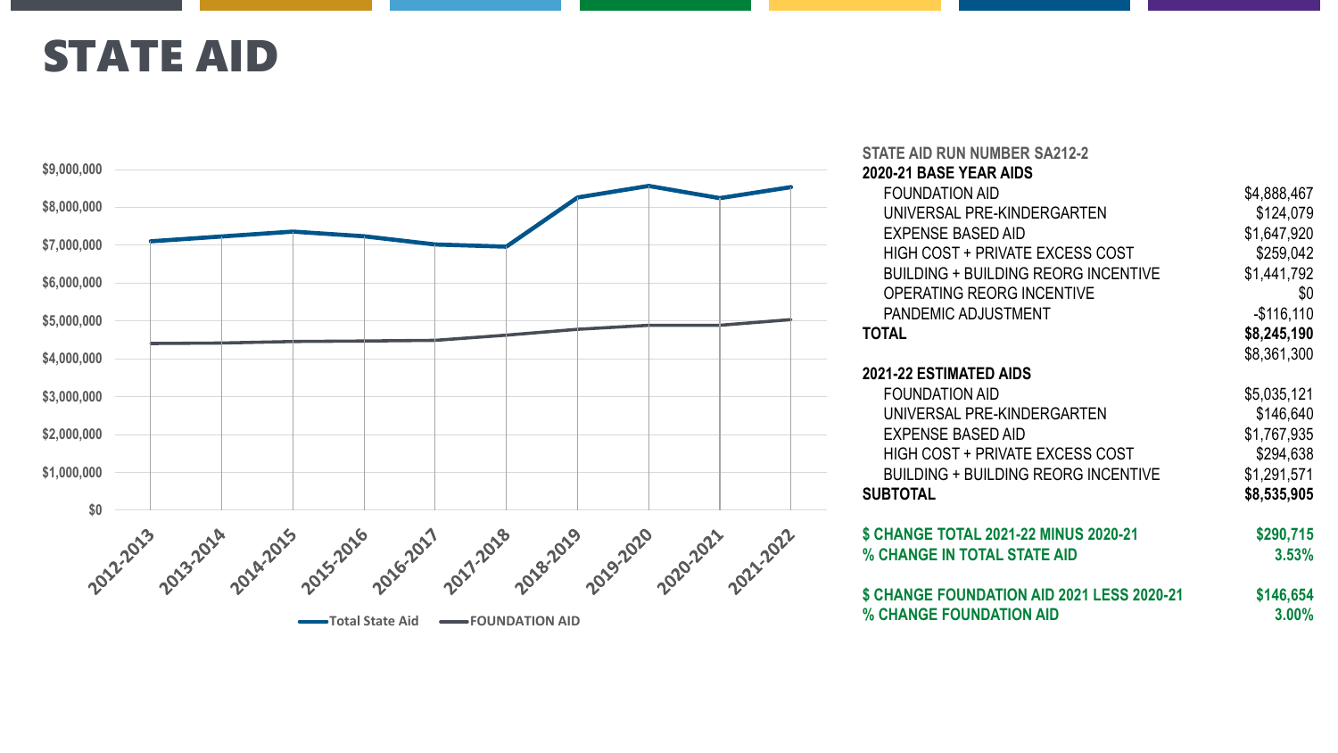# STATE AID

| STATE AID RUN NUMBER SA212-2 | |
|---|---|
| **2020-21 BASE YEAR AIDS** | |
| FOUNDATION AID | $4,888,467 |
| UNIVERSAL PRE-KINDERGARTEN | $124,079 |
| EXPENSE BASED AID | $1,647,920 |
| HIGH COST + PRIVATE EXCESS COST | $259,042 |
| BUILDING + BUILDING REORG INCENTIVE | $1,441,792 |
| OPERATING REORG INCENTIVE | $0 |
| PANDEMIC ADJUSTMENT | -$116,110 |
| **TOTAL** | **$8,245,190** |
| | $8,361,300 |
| **2021-22 ESTIMATED AIDS** | |
| FOUNDATION AID | $5,035,121 |
| UNIVERSAL PRE-KINDERGARTEN | $146,640 |
| EXPENSE BASED AID | $1,767,935 |
| HIGH COST + PRIVATE EXCESS COST | $294,638 |
| BUILDING + BUILDING REORG INCENTIVE | $1,291,571 |
| **SUBTOTAL** | **$8,535,905** |
| **$ CHANGE TOTAL 2021-22 MINUS 2020-21** | **$290,715** |
| **% CHANGE IN TOTAL STATE AID** | **3.53%** |
| **$ CHANGE FOUNDATION AID 2021 LESS 2020-21** | **$146,654** |
| **% CHANGE FOUNDATION AID** | **3.00%** |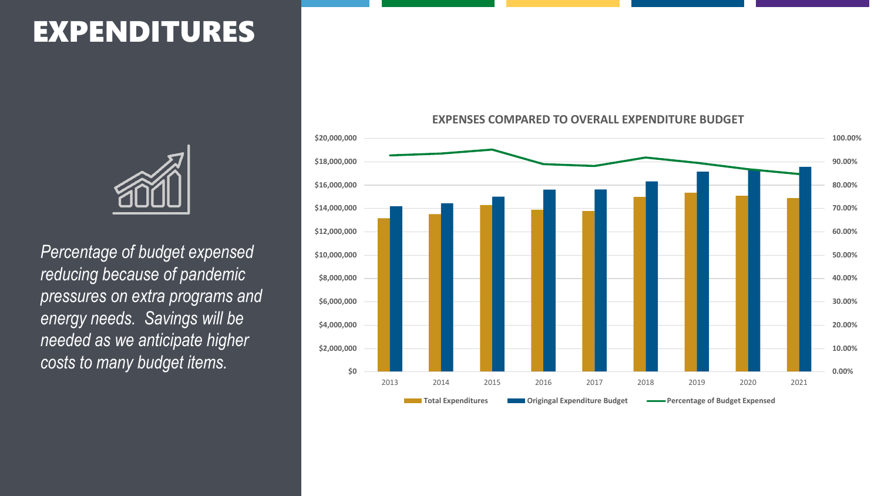# EXPENDITURES

*Percentage of budget expensed reducing because of pandemic pressures on extra programs and energy needs. Savings will be needed as we anticipate higher costs to many budget items.*

**EXPENSES COMPARED TO OVERALL EXPENDITURE BUDGET**

Legend: Total Expenditures; Origingal Expenditure Budget; Percentage of Budget Expensed

Years: 2013, 2014, 2015, 2016, 2017, 2018, 2019, 2020, 2021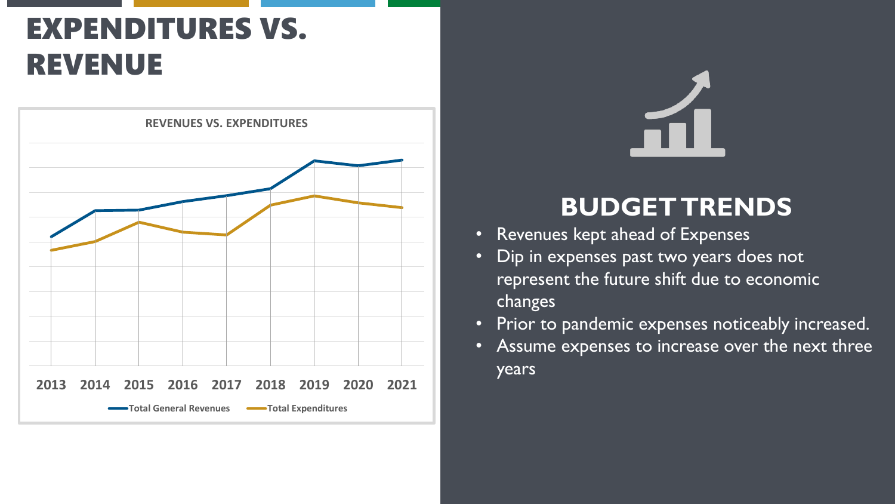# EXPENDITURES VS. REVENUE

**REVENUES VS. EXPENDITURES**

2013 2014 2015 2016 2017 2018 2019 2020 2021

Total General Revenues — Total Expenditures

## BUDGET TRENDS

- Revenues kept ahead of Expenses
- Dip in expenses past two years does not represent the future shift due to economic changes
- Prior to pandemic expenses noticeably increased.
- Assume expenses to increase over the next three years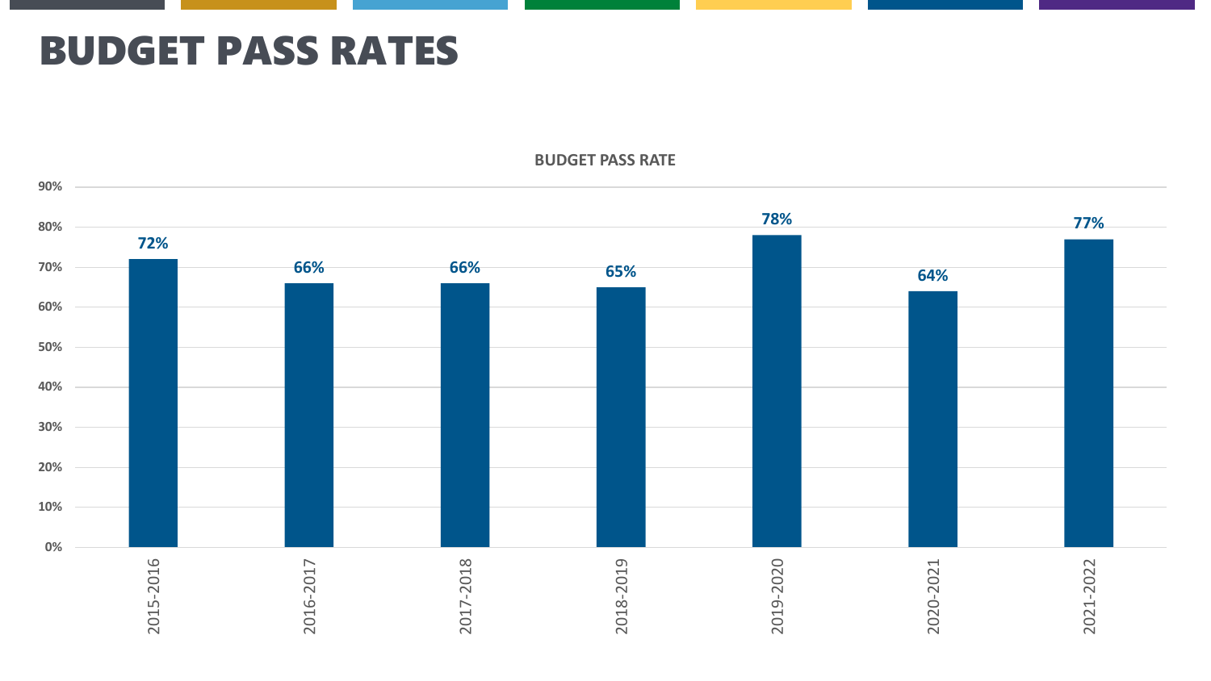# BUDGET PASS RATES

**BUDGET PASS RATE**

| Year | Budget Pass Rate |
| --- | --- |
| 2015-2016 | 72% |
| 2016-2017 | 66% |
| 2017-2018 | 66% |
| 2018-2019 | 65% |
| 2019-2020 | 78% |
| 2020-2021 | 64% |
| 2021-2022 | 77% |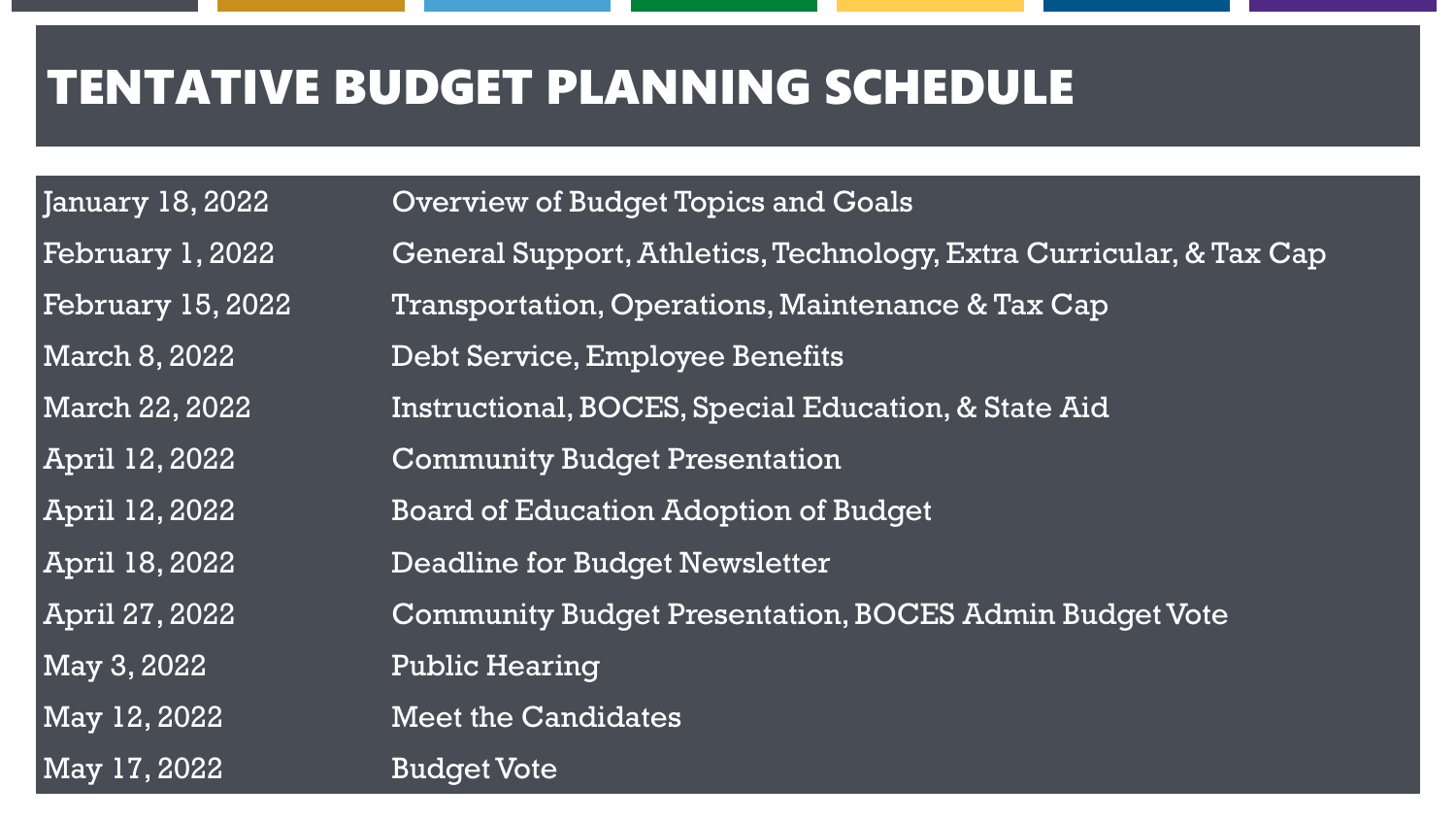# TENTATIVE BUDGET PLANNING SCHEDULE

| | |
|---|---|
| January 18, 2022 | Overview of Budget Topics and Goals |
| February 1, 2022 | General Support, Athletics, Technology, Extra Curricular, & Tax Cap |
| February 15, 2022 | Transportation, Operations, Maintenance & Tax Cap |
| March 8, 2022 | Debt Service, Employee Benefits |
| March 22, 2022 | Instructional, BOCES, Special Education, & State Aid |
| April 12, 2022 | Community Budget Presentation |
| April 12, 2022 | Board of Education Adoption of Budget |
| April 18, 2022 | Deadline for Budget Newsletter |
| April 27, 2022 | Community Budget Presentation, BOCES Admin Budget Vote |
| May 3, 2022 | Public Hearing |
| May 12, 2022 | Meet the Candidates |
| May 17, 2022 | Budget Vote |